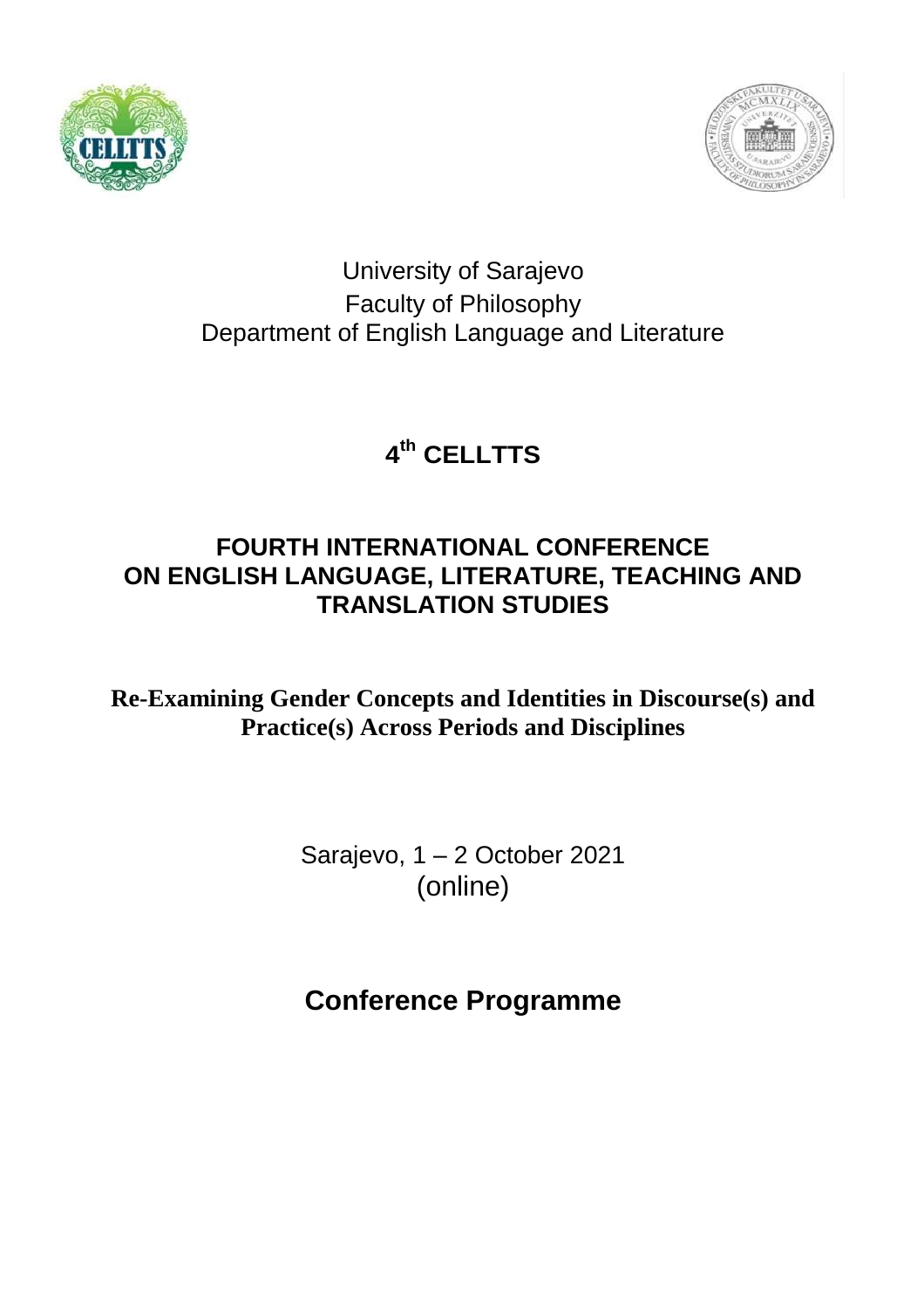University of Sarajevo
Faculty of Philosophy
Department of English Language and Literature

# 4th CELLTTS

## FOURTH INTERNATIONAL CONFERENCE ON ENGLISH LANGUAGE, LITERATURE, TEACHING AND TRANSLATION STUDIES

**Re-Examining Gender Concepts and Identities in Discourse(s) and Practice(s) Across Periods and Disciplines**

Sarajevo, 1 – 2 October 2021
(online)

## Conference Programme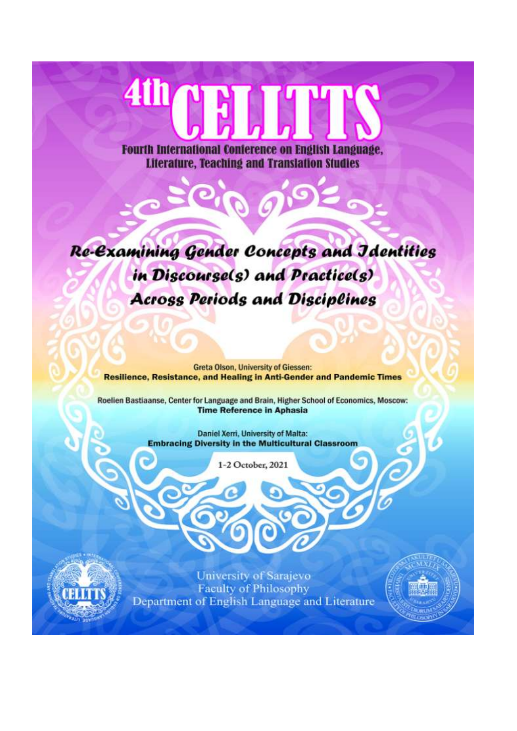# 4th CELLTTS

**Fourth International Conference on English Language, Literature, Teaching and Translation Studies**

## *Re-Examining Gender Concepts and Identities in Discourse(s) and Practice(s) Across Periods and Disciplines*

Greta Olson, University of Giessen:
**Resilience, Resistance, and Healing in Anti-Gender and Pandemic Times**

Roelien Bastiaanse, Center for Language and Brain, Higher School of Economics, Moscow:
**Time Reference in Aphasia**

Daniel Xerri, University of Malta:
**Embracing Diversity in the Multicultural Classroom**

1-2 October, 2021

University of Sarajevo
Faculty of Philosophy
Department of English Language and Literature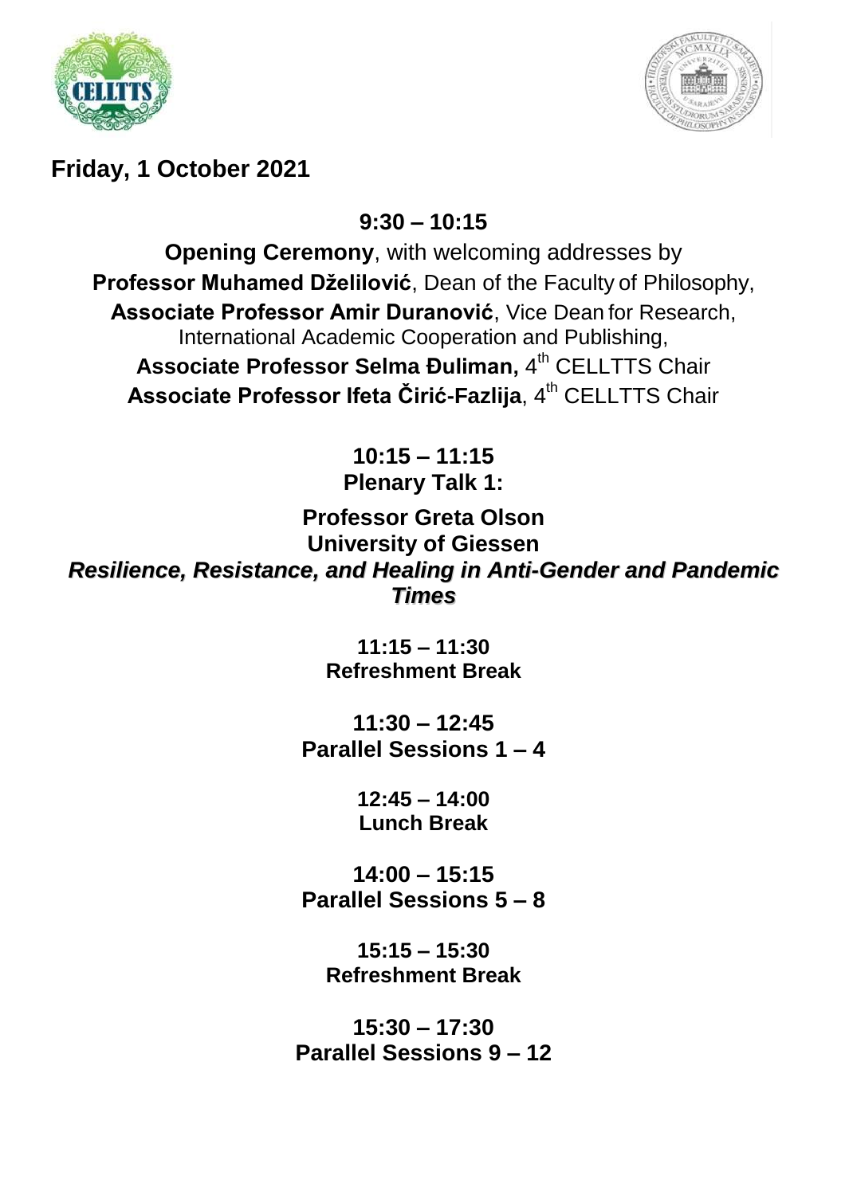## Friday, 1 October 2021

**9:30 – 10:15**

**Opening Ceremony**, with welcoming addresses by
**Professor Muhamed Dželilović**, Dean of the Faculty of Philosophy,
**Associate Professor Amir Duranović**, Vice Dean for Research, International Academic Cooperation and Publishing,
**Associate Professor Selma Đuliman,** 4th CELLTTS Chair
**Associate Professor Ifeta Čirić-Fazlija**, 4th CELLTTS Chair

**10:15 – 11:15**
**Plenary Talk 1:**

**Professor Greta Olson**
**University of Giessen**
***Resilience, Resistance, and Healing in Anti-Gender and Pandemic Times***

**11:15 – 11:30**
**Refreshment Break**

**11:30 – 12:45**
**Parallel Sessions 1 – 4**

**12:45 – 14:00**
**Lunch Break**

**14:00 – 15:15**
**Parallel Sessions 5 – 8**

**15:15 – 15:30**
**Refreshment Break**

**15:30 – 17:30**
**Parallel Sessions 9 – 12**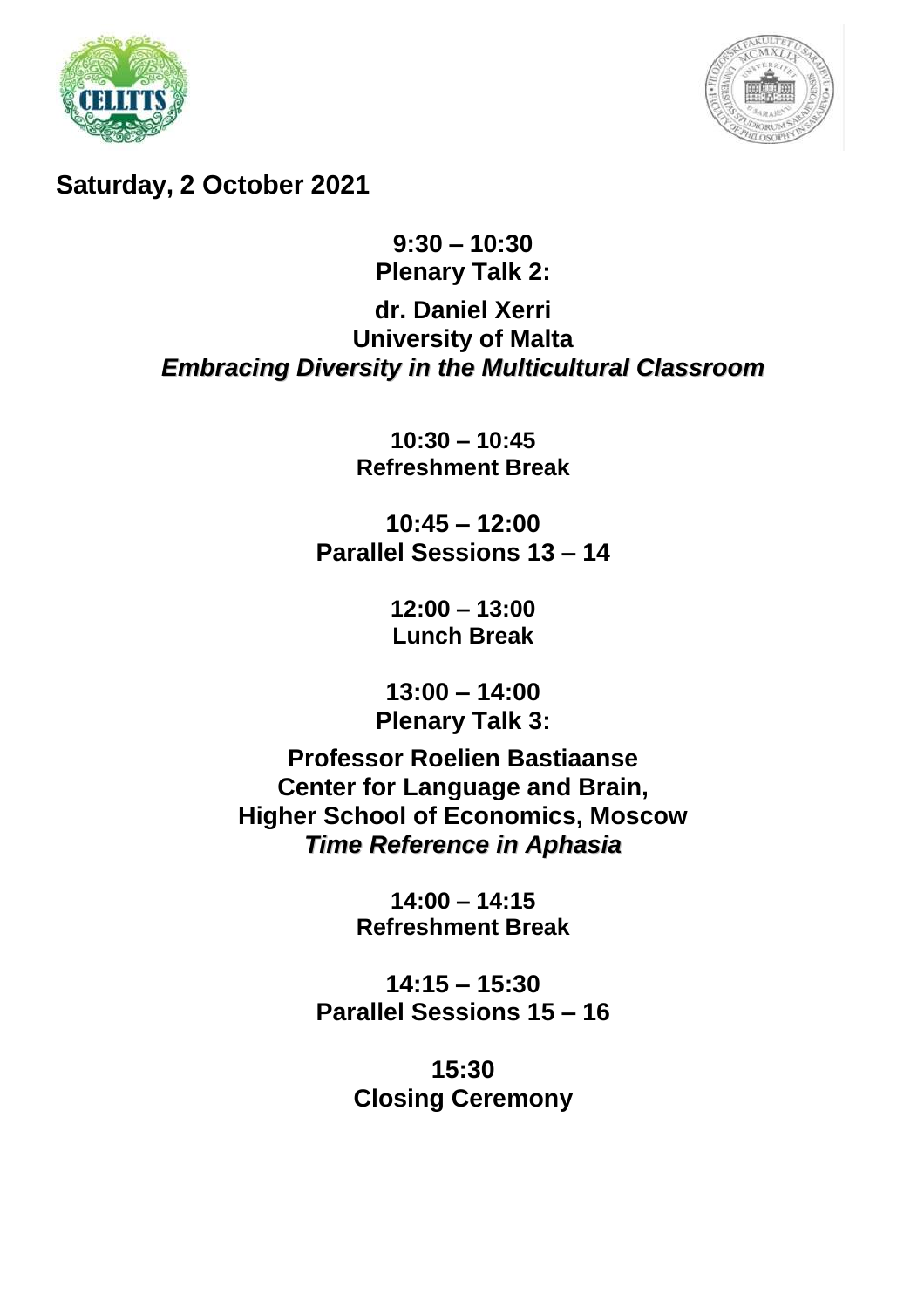## Saturday, 2 October 2021

**9:30 – 10:30**
**Plenary Talk 2:**

**dr. Daniel Xerri**
**University of Malta**
***Embracing Diversity in the Multicultural Classroom***

**10:30 – 10:45**
**Refreshment Break**

**10:45 – 12:00**
**Parallel Sessions 13 – 14**

**12:00 – 13:00**
**Lunch Break**

**13:00 – 14:00**
**Plenary Talk 3:**

**Professor Roelien Bastiaanse**
**Center for Language and Brain,**
**Higher School of Economics, Moscow**
***Time Reference in Aphasia***

**14:00 – 14:15**
**Refreshment Break**

**14:15 – 15:30**
**Parallel Sessions 15 – 16**

**15:30**
**Closing Ceremony**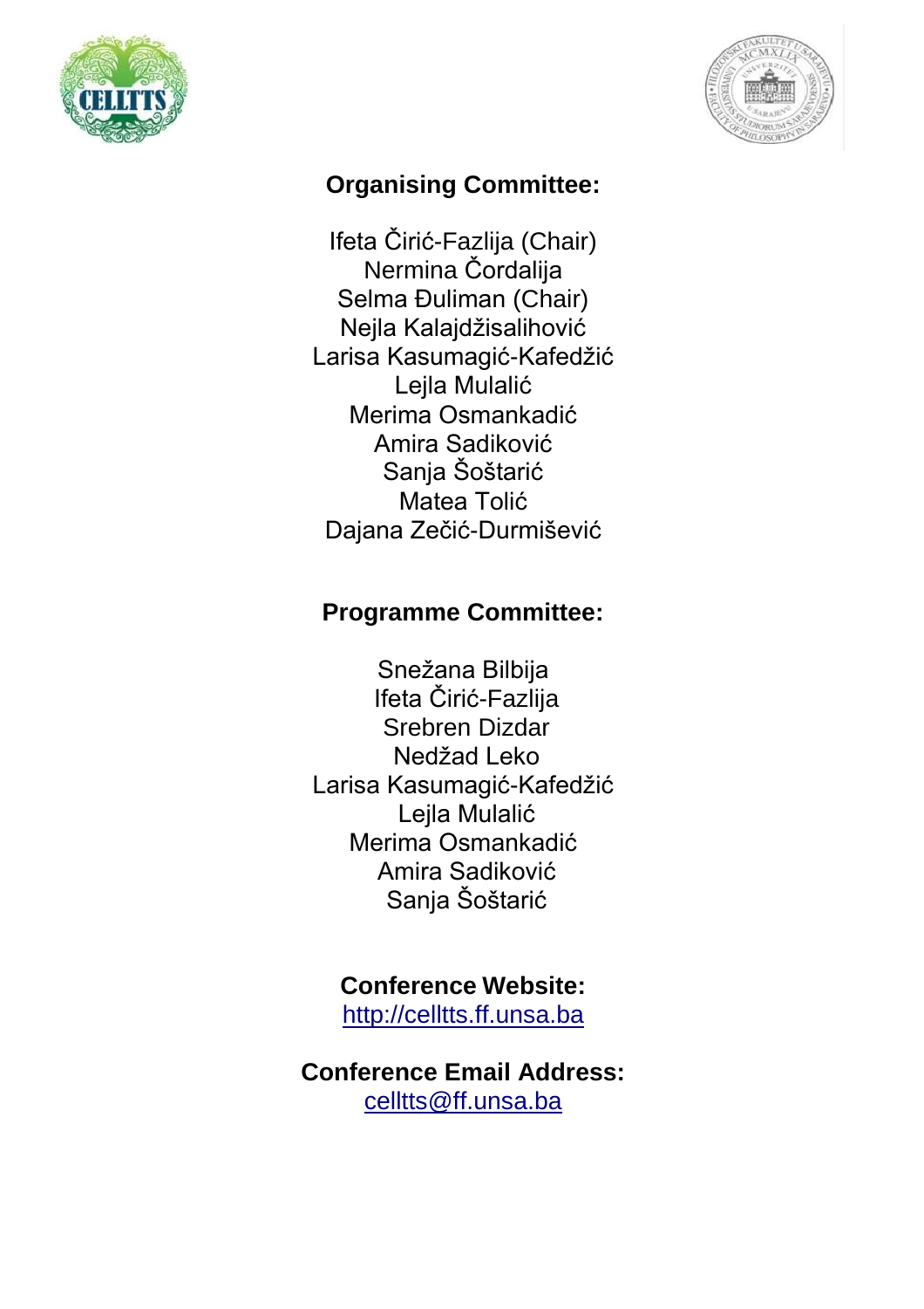**Organising Committee:**

Ifeta Čirić-Fazlija (Chair)
Nermina Čordalija
Selma Đuliman (Chair)
Nejla Kalajdžisalihović
Larisa Kasumagić-Kafedžić
Lejla Mulalić
Merima Osmankadić
Amira Sadiković
Sanja Šoštarić
Matea Tolić
Dajana Zečić-Durmišević

**Programme Committee:**

Snežana Bilbija
Ifeta Čirić-Fazlija
Srebren Dizdar
Nedžad Leko
Larisa Kasumagić-Kafedžić
Lejla Mulalić
Merima Osmankadić
Amira Sadiković
Sanja Šoštarić

**Conference Website:**
http://cellits.ff.unsa.ba

**Conference Email Address:**
cellits@ff.unsa.ba